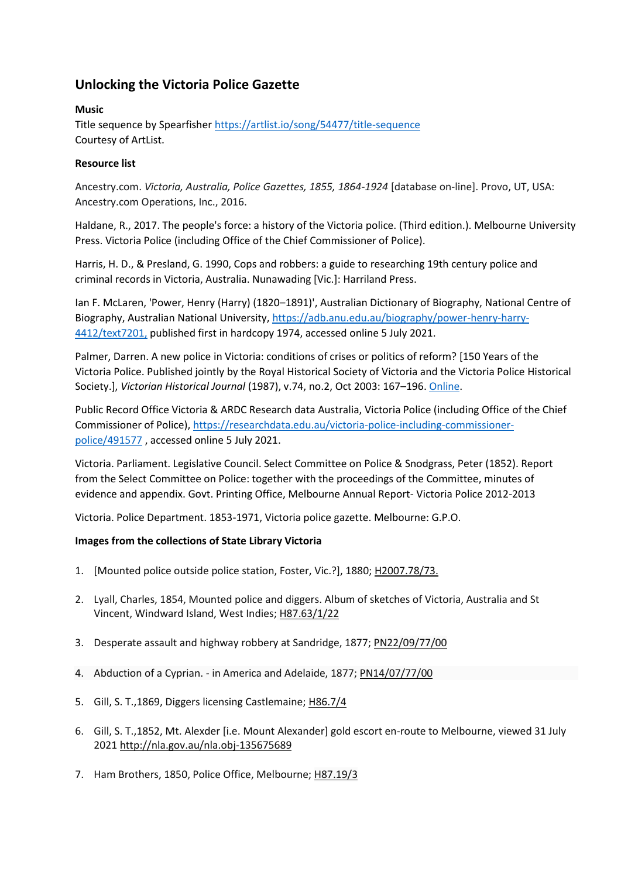# Unlocking the Victoria Police Gazette

**Music**

Title sequence by Spearfisher https://artlist.io/song/54477/title-sequence
Courtesy of ArtList.

**Resource list**

Ancestry.com. *Victoria, Australia, Police Gazettes, 1855, 1864-1924* [database on-line]. Provo, UT, USA: Ancestry.com Operations, Inc., 2016.

Haldane, R., 2017. The people's force: a history of the Victoria police. (Third edition.). Melbourne University Press. Victoria Police (including Office of the Chief Commissioner of Police).

Harris, H. D., & Presland, G. 1990, Cops and robbers: a guide to researching 19th century police and criminal records in Victoria, Australia. Nunawading [Vic.]: Harriland Press.

Ian F. McLaren, 'Power, Henry (Harry) (1820–1891)', Australian Dictionary of Biography, National Centre of Biography, Australian National University, https://adb.anu.edu.au/biography/power-henry-harry-4412/text7201, published first in hardcopy 1974, accessed online 5 July 2021.

Palmer, Darren. A new police in Victoria: conditions of crises or politics of reform? [150 Years of the Victoria Police. Published jointly by the Royal Historical Society of Victoria and the Victoria Police Historical Society.], *Victorian Historical Journal* (1987), v.74, no.2, Oct 2003: 167–196. Online.

Public Record Office Victoria & ARDC Research data Australia, Victoria Police (including Office of the Chief Commissioner of Police), https://researchdata.edu.au/victoria-police-including-commissioner-police/491577 , accessed online 5 July 2021.

Victoria. Parliament. Legislative Council. Select Committee on Police & Snodgrass, Peter (1852). Report from the Select Committee on Police: together with the proceedings of the Committee, minutes of evidence and appendix. Govt. Printing Office, Melbourne Annual Report- Victoria Police 2012-2013

Victoria. Police Department. 1853-1971, Victoria police gazette. Melbourne: G.P.O.

**Images from the collections of State Library Victoria**

1. [Mounted police outside police station, Foster, Vic.?], 1880; H2007.78/73.

2. Lyall, Charles, 1854, Mounted police and diggers. Album of sketches of Victoria, Australia and St Vincent, Windward Island, West Indies; H87.63/1/22

3. Desperate assault and highway robbery at Sandridge, 1877; PN22/09/77/00

4. Abduction of a Cyprian. - in America and Adelaide, 1877; PN14/07/77/00

5. Gill, S. T.,1869, Diggers licensing Castlemaine; H86.7/4

6. Gill, S. T.,1852, Mt. Alexder [i.e. Mount Alexander] gold escort en-route to Melbourne, viewed 31 July 2021 http://nla.gov.au/nla.obj-135675689

7. Ham Brothers, 1850, Police Office, Melbourne; H87.19/3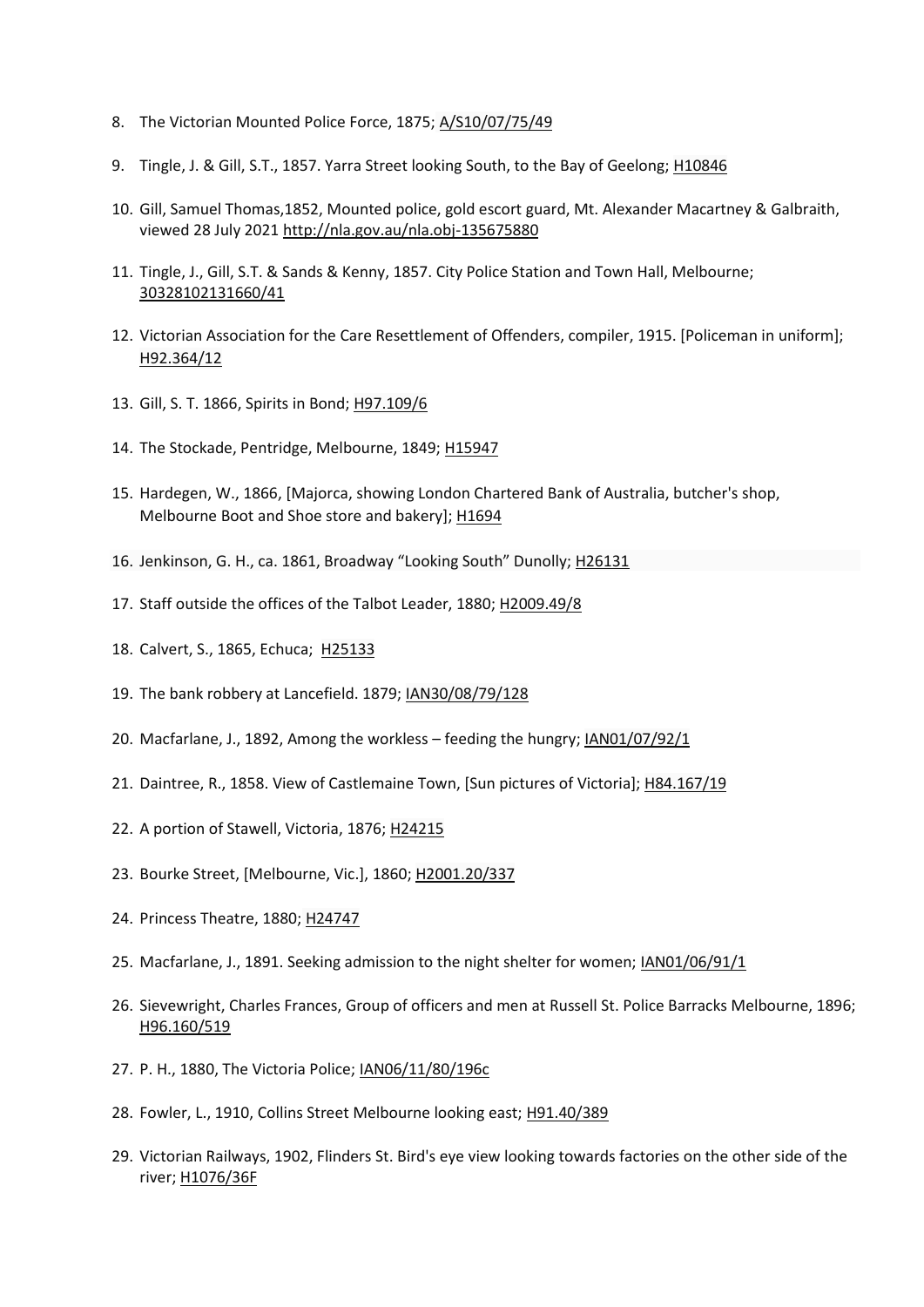8. The Victorian Mounted Police Force, 1875; A/S10/07/75/49

9. Tingle, J. & Gill, S.T., 1857. Yarra Street looking South, to the Bay of Geelong; H10846

10. Gill, Samuel Thomas,1852, Mounted police, gold escort guard, Mt. Alexander Macartney & Galbraith, viewed 28 July 2021 http://nla.gov.au/nla.obj-135675880

11. Tingle, J., Gill, S.T. & Sands & Kenny, 1857. City Police Station and Town Hall, Melbourne; 30328102131660/41

12. Victorian Association for the Care Resettlement of Offenders, compiler, 1915. [Policeman in uniform]; H92.364/12

13. Gill, S. T. 1866, Spirits in Bond; H97.109/6

14. The Stockade, Pentridge, Melbourne, 1849; H15947

15. Hardegen, W., 1866, [Majorca, showing London Chartered Bank of Australia, butcher's shop, Melbourne Boot and Shoe store and bakery]; H1694

16. Jenkinson, G. H., ca. 1861, Broadway "Looking South" Dunolly; H26131

17. Staff outside the offices of the Talbot Leader, 1880; H2009.49/8

18. Calvert, S., 1865, Echuca; H25133

19. The bank robbery at Lancefield. 1879; IAN30/08/79/128

20. Macfarlane, J., 1892, Among the workless – feeding the hungry; IAN01/07/92/1

21. Daintree, R., 1858. View of Castlemaine Town, [Sun pictures of Victoria]; H84.167/19

22. A portion of Stawell, Victoria, 1876; H24215

23. Bourke Street, [Melbourne, Vic.], 1860; H2001.20/337

24. Princess Theatre, 1880; H24747

25. Macfarlane, J., 1891. Seeking admission to the night shelter for women; IAN01/06/91/1

26. Sievewright, Charles Frances, Group of officers and men at Russell St. Police Barracks Melbourne, 1896; H96.160/519

27. P. H., 1880, The Victoria Police; IAN06/11/80/196c

28. Fowler, L., 1910, Collins Street Melbourne looking east; H91.40/389

29. Victorian Railways, 1902, Flinders St. Bird's eye view looking towards factories on the other side of the river; H1076/36F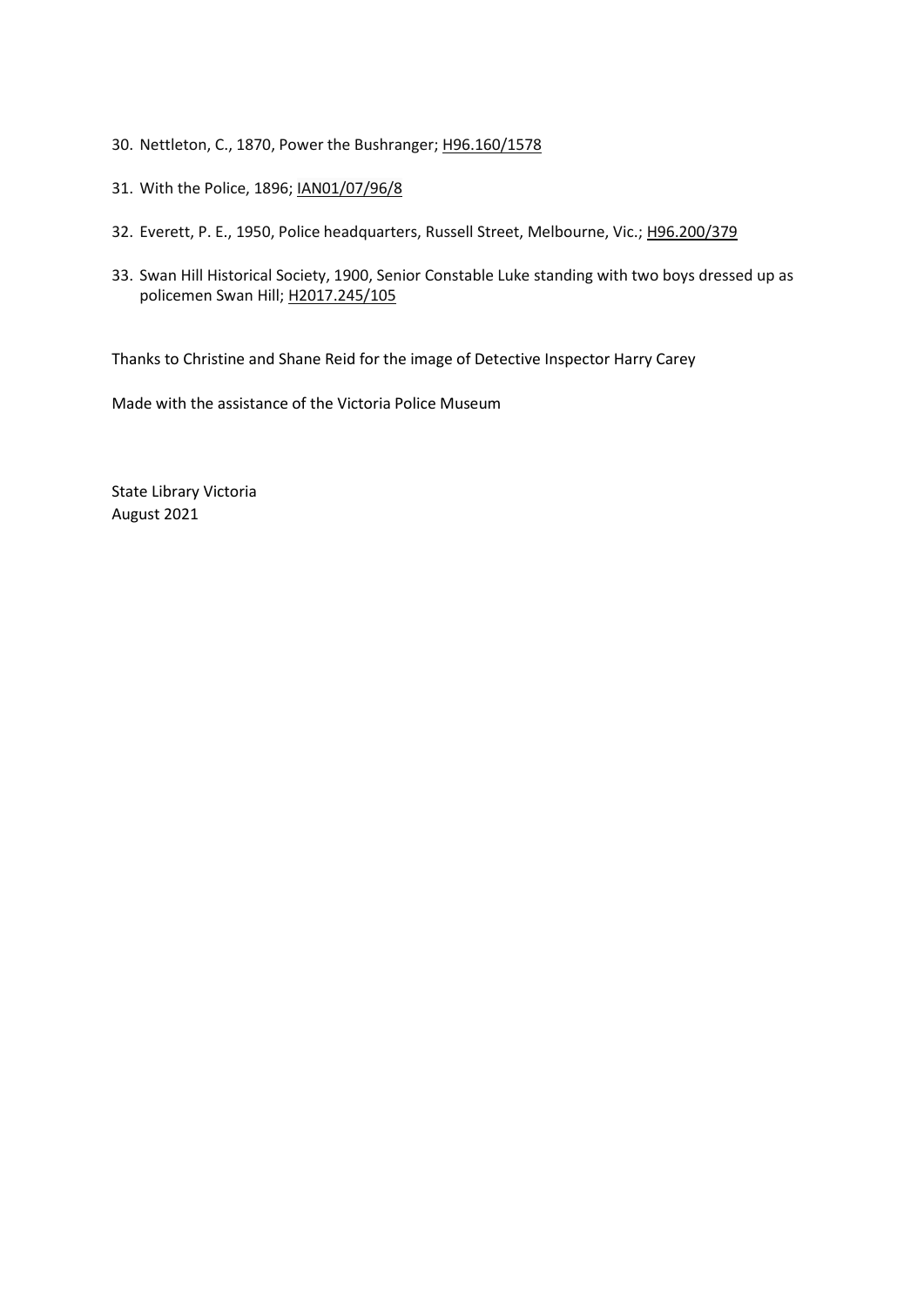30. Nettleton, C., 1870, Power the Bushranger; H96.160/1578

31. With the Police, 1896; IAN01/07/96/8

32. Everett, P. E., 1950, Police headquarters, Russell Street, Melbourne, Vic.; H96.200/379

33. Swan Hill Historical Society, 1900, Senior Constable Luke standing with two boys dressed up as policemen Swan Hill; H2017.245/105

Thanks to Christine and Shane Reid for the image of Detective Inspector Harry Carey

Made with the assistance of the Victoria Police Museum

State Library Victoria
August 2021